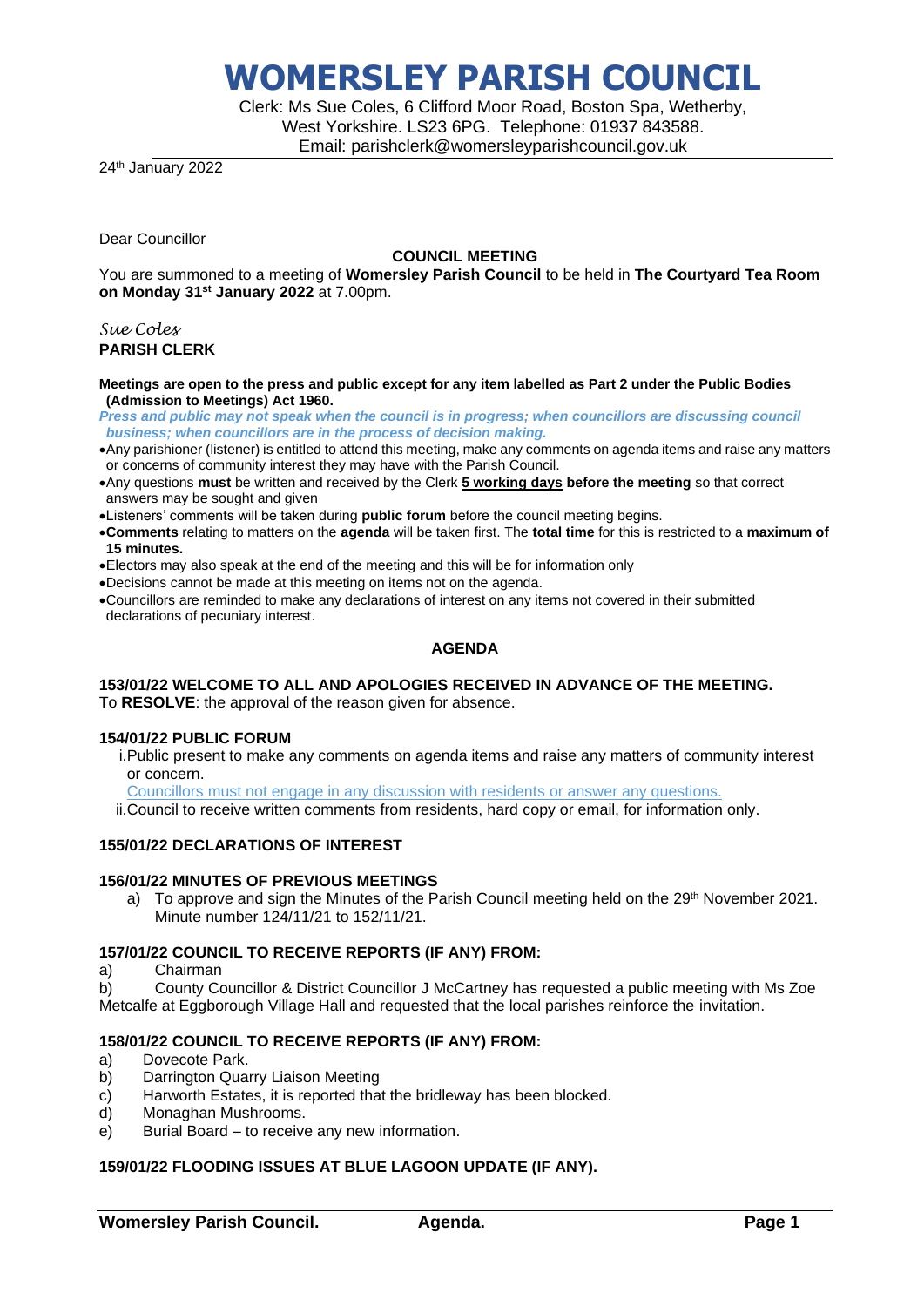# WOMERSLEY PARISH COUNCIL

Clerk: Ms Sue Coles, 6 Clifford Moor Road, Boston Spa, Wetherby, West Yorkshire. LS23 6PG. Telephone: 01937 843588.
Email: parishclerk@womersleyparishcouncil.gov.uk

24th January 2022

Dear Councillor

**COUNCIL MEETING**

You are summoned to a meeting of **Womersley Parish Council** to be held in **The Courtyard Tea Room on Monday 31st January 2022** at 7.00pm.

*Sue Coles*
**PARISH CLERK**

**Meetings are open to the press and public except for any item labelled as Part 2 under the Public Bodies (Admission to Meetings) Act 1960.**

***Press and public may not speak when the council is in progress; when councillors are discussing council business; when councillors are in the process of decision making.***

- Any parishioner (listener) is entitled to attend this meeting, make any comments on agenda items and raise any matters or concerns of community interest they may have with the Parish Council.
- Any questions **must** be written and received by the Clerk **5 working days before the meeting** so that correct answers may be sought and given
- Listeners' comments will be taken during **public forum** before the council meeting begins.
- **Comments** relating to matters on the **agenda** will be taken first. The **total time** for this is restricted to a **maximum of 15 minutes.**
- Electors may also speak at the end of the meeting and this will be for information only
- Decisions cannot be made at this meeting on items not on the agenda.
- Councillors are reminded to make any declarations of interest on any items not covered in their submitted declarations of pecuniary interest.

## AGENDA

### 153/01/22 WELCOME TO ALL AND APOLOGIES RECEIVED IN ADVANCE OF THE MEETING.

To **RESOLVE**: the approval of the reason given for absence.

### 154/01/22 PUBLIC FORUM

i. Public present to make any comments on agenda items and raise any matters of community interest or concern.
   Councillors must not engage in any discussion with residents or answer any questions.
ii. Council to receive written comments from residents, hard copy or email, for information only.

### 155/01/22 DECLARATIONS OF INTEREST

### 156/01/22 MINUTES OF PREVIOUS MEETINGS

a) To approve and sign the Minutes of the Parish Council meeting held on the 29th November 2021. Minute number 124/11/21 to 152/11/21.

### 157/01/22 COUNCIL TO RECEIVE REPORTS (IF ANY) FROM:

a) Chairman
b) County Councillor & District Councillor J McCartney has requested a public meeting with Ms Zoe Metcalfe at Eggborough Village Hall and requested that the local parishes reinforce the invitation.

### 158/01/22 COUNCIL TO RECEIVE REPORTS (IF ANY) FROM:

a) Dovecote Park.
b) Darrington Quarry Liaison Meeting
c) Harworth Estates, it is reported that the bridleway has been blocked.
d) Monaghan Mushrooms.
e) Burial Board – to receive any new information.

### 159/01/22 FLOODING ISSUES AT BLUE LAGOON UPDATE (IF ANY).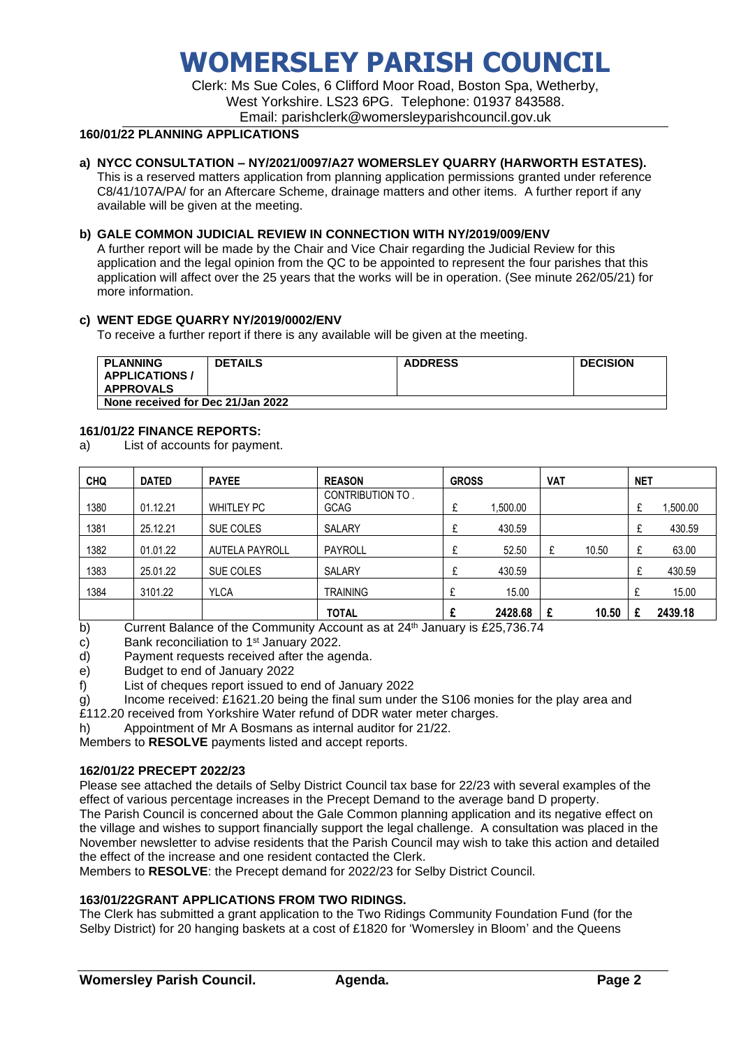# WOMERSLEY PARISH COUNCIL

Clerk: Ms Sue Coles, 6 Clifford Moor Road, Boston Spa, Wetherby, West Yorkshire. LS23 6PG. Telephone: 01937 843588.
Email: parishclerk@womersleyparishcouncil.gov.uk

**160/01/22 PLANNING APPLICATIONS**

**a) NYCC CONSULTATION – NY/2021/0097/A27 WOMERSLEY QUARRY (HARWORTH ESTATES).**
This is a reserved matters application from planning application permissions granted under reference C8/41/107A/PA/ for an Aftercare Scheme, drainage matters and other items. A further report if any available will be given at the meeting.

**b) GALE COMMON JUDICIAL REVIEW IN CONNECTION WITH NY/2019/009/ENV**
A further report will be made by the Chair and Vice Chair regarding the Judicial Review for this application and the legal opinion from the QC to be appointed to represent the four parishes that this application will affect over the 25 years that the works will be in operation. (See minute 262/05/21) for more information.

**c) WENT EDGE QUARRY NY/2019/0002/ENV**
To receive a further report if there is any available will be given at the meeting.

| PLANNING APPLICATIONS / APPROVALS | DETAILS | ADDRESS | DECISION |
|---|---|---|---|
| **None received for Dec 21/Jan 2022** | | | |

**161/01/22 FINANCE REPORTS:**

a) List of accounts for payment.

| CHQ | DATED | PAYEE | REASON | GROSS | VAT | NET |
|---|---|---|---|---|---|---|
| 1380 | 01.12.21 | WHITLEY PC | CONTRIBUTION TO . GCAG | £ 1,500.00 | | £ 1,500.00 |
| 1381 | 25.12.21 | SUE COLES | SALARY | £ 430.59 | | £ 430.59 |
| 1382 | 01.01.22 | AUTELA PAYROLL | PAYROLL | £ 52.50 | £ 10.50 | £ 63.00 |
| 1383 | 25.01.22 | SUE COLES | SALARY | £ 430.59 | | £ 430.59 |
| 1384 | 3101.22 | YLCA | TRAINING | £ 15.00 | | £ 15.00 |
| | | | **TOTAL** | **£ 2428.68** | **£ 10.50** | **£ 2439.18** |

b) Current Balance of the Community Account as at 24th January is £25,736.74
c) Bank reconciliation to 1st January 2022.
d) Payment requests received after the agenda.
e) Budget to end of January 2022
f) List of cheques report issued to end of January 2022
g) Income received: £1621.20 being the final sum under the S106 monies for the play area and £112.20 received from Yorkshire Water refund of DDR water meter charges.
h) Appointment of Mr A Bosmans as internal auditor for 21/22.

Members to **RESOLVE** payments listed and accept reports.

**162/01/22 PRECEPT 2022/23**

Please see attached the details of Selby District Council tax base for 22/23 with several examples of the effect of various percentage increases in the Precept Demand to the average band D property.
The Parish Council is concerned about the Gale Common planning application and its negative effect on the village and wishes to support financially support the legal challenge. A consultation was placed in the November newsletter to advise residents that the Parish Council may wish to take this action and detailed the effect of the increase and one resident contacted the Clerk.
Members to **RESOLVE**: the Precept demand for 2022/23 for Selby District Council.

**163/01/22GRANT APPLICATIONS FROM TWO RIDINGS.**

The Clerk has submitted a grant application to the Two Ridings Community Foundation Fund (for the Selby District) for 20 hanging baskets at a cost of £1820 for 'Womersley in Bloom' and the Queens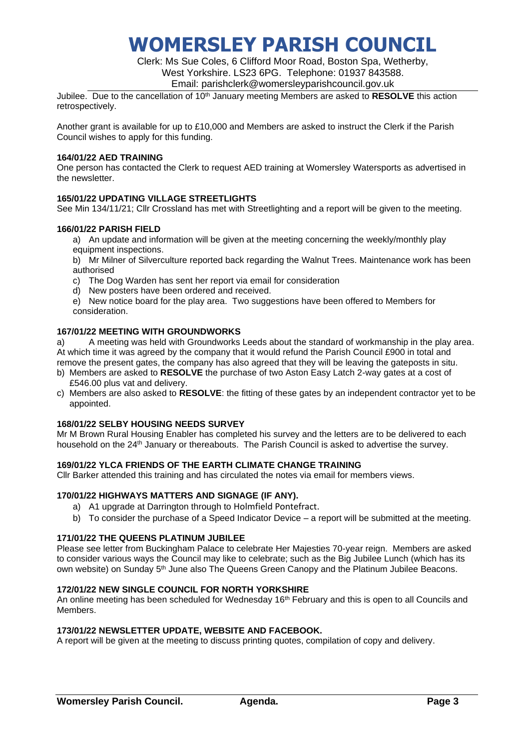Jubilee. Due to the cancellation of 10th January meeting Members are asked to **RESOLVE** this action retrospectively.

Another grant is available for up to £10,000 and Members are asked to instruct the Clerk if the Parish Council wishes to apply for this funding.

**164/01/22 AED TRAINING**

One person has contacted the Clerk to request AED training at Womersley Watersports as advertised in the newsletter.

**165/01/22 UPDATING VILLAGE STREETLIGHTS**

See Min 134/11/21; Cllr Crossland has met with Streetlighting and a report will be given to the meeting.

**166/01/22 PARISH FIELD**

a) An update and information will be given at the meeting concerning the weekly/monthly play equipment inspections.

b) Mr Milner of Silverculture reported back regarding the Walnut Trees. Maintenance work has been authorised

c) The Dog Warden has sent her report via email for consideration

d) New posters have been ordered and received.

e) New notice board for the play area. Two suggestions have been offered to Members for consideration.

**167/01/22 MEETING WITH GROUNDWORKS**

a) A meeting was held with Groundworks Leeds about the standard of workmanship in the play area. At which time it was agreed by the company that it would refund the Parish Council £900 in total and remove the present gates, the company has also agreed that they will be leaving the gateposts in situ.

b) Members are asked to **RESOLVE** the purchase of two Aston Easy Latch 2-way gates at a cost of £546.00 plus vat and delivery.

c) Members are also asked to **RESOLVE**: the fitting of these gates by an independent contractor yet to be appointed.

**168/01/22 SELBY HOUSING NEEDS SURVEY**

Mr M Brown Rural Housing Enabler has completed his survey and the letters are to be delivered to each household on the 24th January or thereabouts. The Parish Council is asked to advertise the survey.

**169/01/22 YLCA FRIENDS OF THE EARTH CLIMATE CHANGE TRAINING**

Cllr Barker attended this training and has circulated the notes via email for members views.

**170/01/22 HIGHWAYS MATTERS AND SIGNAGE (IF ANY).**

a) A1 upgrade at Darrington through to Holmfield Pontefract.

b) To consider the purchase of a Speed Indicator Device – a report will be submitted at the meeting.

**171/01/22 THE QUEENS PLATINUM JUBILEE**

Please see letter from Buckingham Palace to celebrate Her Majesties 70-year reign. Members are asked to consider various ways the Council may like to celebrate; such as the Big Jubilee Lunch (which has its own website) on Sunday 5th June also The Queens Green Canopy and the Platinum Jubilee Beacons.

**172/01/22 NEW SINGLE COUNCIL FOR NORTH YORKSHIRE**

An online meeting has been scheduled for Wednesday 16th February and this is open to all Councils and Members.

**173/01/22 NEWSLETTER UPDATE, WEBSITE AND FACEBOOK.**

A report will be given at the meeting to discuss printing quotes, compilation of copy and delivery.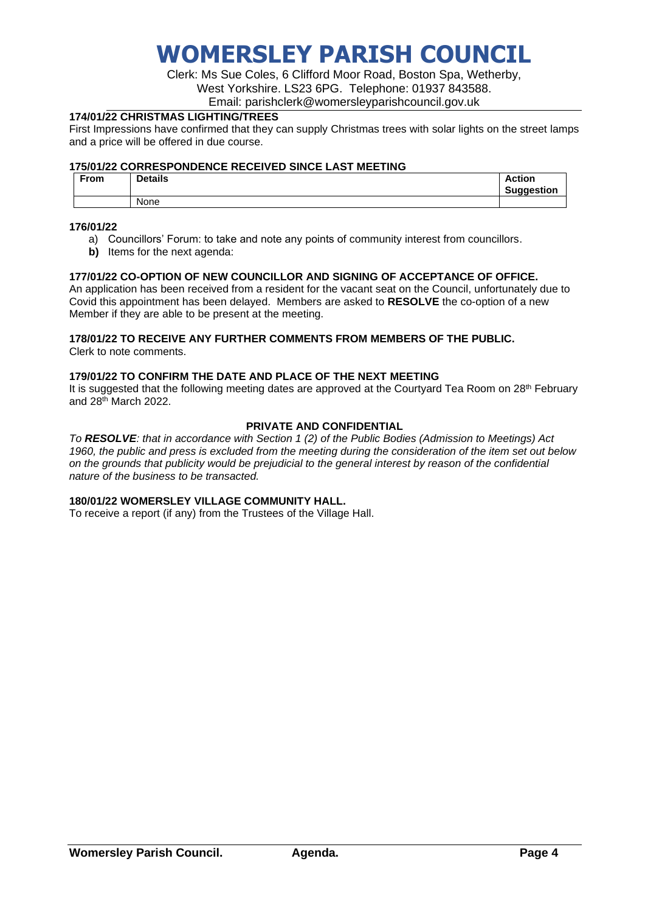# WOMERSLEY PARISH COUNCIL

Clerk: Ms Sue Coles, 6 Clifford Moor Road, Boston Spa, Wetherby, West Yorkshire. LS23 6PG. Telephone: 01937 843588.
Email: parishclerk@womersleyparishcouncil.gov.uk

**174/01/22 CHRISTMAS LIGHTING/TREES**

First Impressions have confirmed that they can supply Christmas trees with solar lights on the street lamps and a price will be offered in due course.

**175/01/22 CORRESPONDENCE RECEIVED SINCE LAST MEETING**

| From | Details | Action Suggestion |
|---|---|---|
| | None | |

**176/01/22**

a) Councillors' Forum: to take and note any points of community interest from councillors.
**b)** Items for the next agenda:

**177/01/22 CO-OPTION OF NEW COUNCILLOR AND SIGNING OF ACCEPTANCE OF OFFICE.**

An application has been received from a resident for the vacant seat on the Council, unfortunately due to Covid this appointment has been delayed. Members are asked to **RESOLVE** the co-option of a new Member if they are able to be present at the meeting.

**178/01/22 TO RECEIVE ANY FURTHER COMMENTS FROM MEMBERS OF THE PUBLIC.**

Clerk to note comments.

**179/01/22 TO CONFIRM THE DATE AND PLACE OF THE NEXT MEETING**

It is suggested that the following meeting dates are approved at the Courtyard Tea Room on 28th February and 28th March 2022.

**PRIVATE AND CONFIDENTIAL**

*To **RESOLVE**: that in accordance with Section 1 (2) of the Public Bodies (Admission to Meetings) Act 1960, the public and press is excluded from the meeting during the consideration of the item set out below on the grounds that publicity would be prejudicial to the general interest by reason of the confidential nature of the business to be transacted.*

**180/01/22 WOMERSLEY VILLAGE COMMUNITY HALL.**

To receive a report (if any) from the Trustees of the Village Hall.